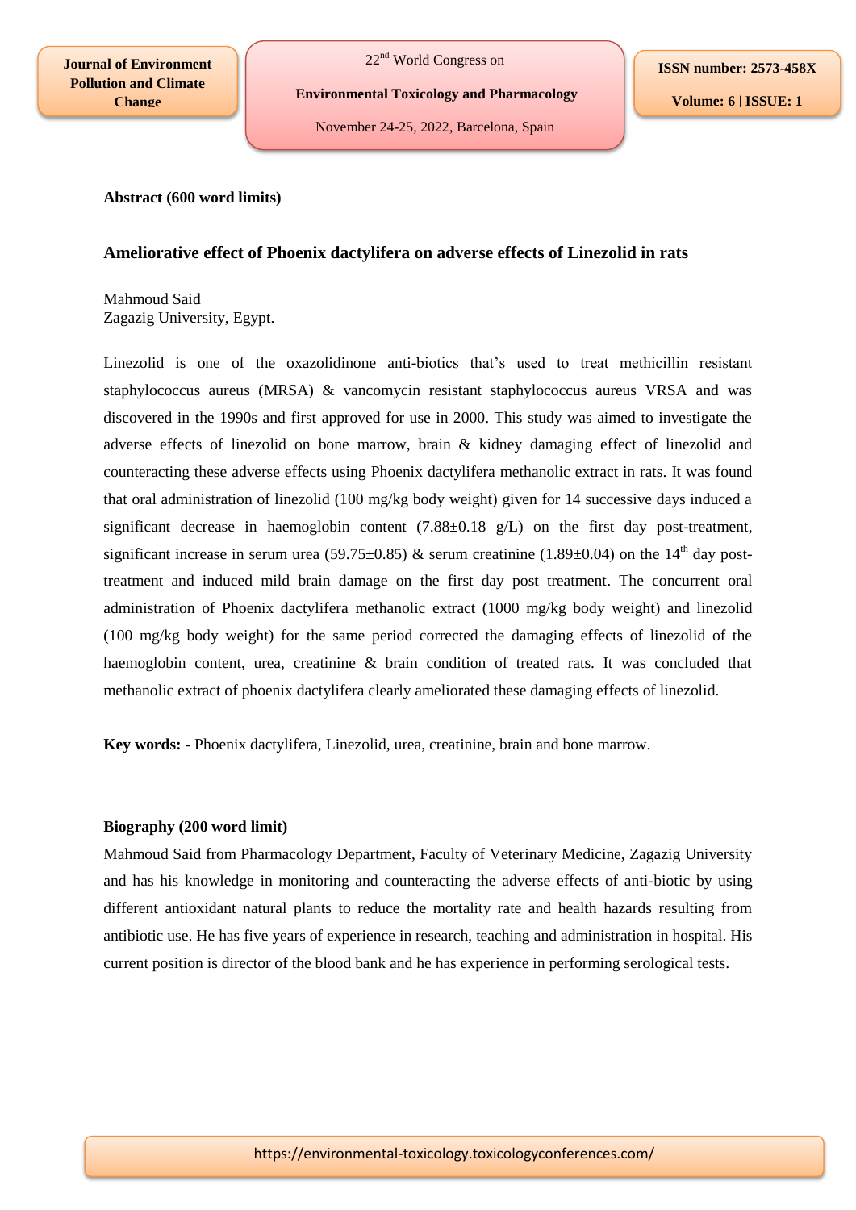**Abstract (600 word limits)**

## Ameliorative effect of Phoenix dactylifera on adverse effects of Linezolid in rats

Mahmoud Said
Zagazig University, Egypt.

Linezolid is one of the oxazolidinone anti-biotics that's used to treat methicillin resistant staphylococcus aureus (MRSA) & vancomycin resistant staphylococcus aureus VRSA and was discovered in the 1990s and first approved for use in 2000. This study was aimed to investigate the adverse effects of linezolid on bone marrow, brain & kidney damaging effect of linezolid and counteracting these adverse effects using Phoenix dactylifera methanolic extract in rats. It was found that oral administration of linezolid (100 mg/kg body weight) given for 14 successive days induced a significant decrease in haemoglobin content (7.88±0.18 g/L) on the first day post-treatment, significant increase in serum urea (59.75±0.85) & serum creatinine (1.89±0.04) on the 14$^{th}$ day post-treatment and induced mild brain damage on the first day post treatment. The concurrent oral administration of Phoenix dactylifera methanolic extract (1000 mg/kg body weight) and linezolid (100 mg/kg body weight) for the same period corrected the damaging effects of linezolid of the haemoglobin content, urea, creatinine & brain condition of treated rats. It was concluded that methanolic extract of phoenix dactylifera clearly ameliorated these damaging effects of linezolid.

**Key words: -** Phoenix dactylifera, Linezolid, urea, creatinine, brain and bone marrow.

**Biography (200 word limit)**

Mahmoud Said from Pharmacology Department, Faculty of Veterinary Medicine, Zagazig University and has his knowledge in monitoring and counteracting the adverse effects of anti-biotic by using different antioxidant natural plants to reduce the mortality rate and health hazards resulting from antibiotic use. He has five years of experience in research, teaching and administration in hospital. His current position is director of the blood bank and he has experience in performing serological tests.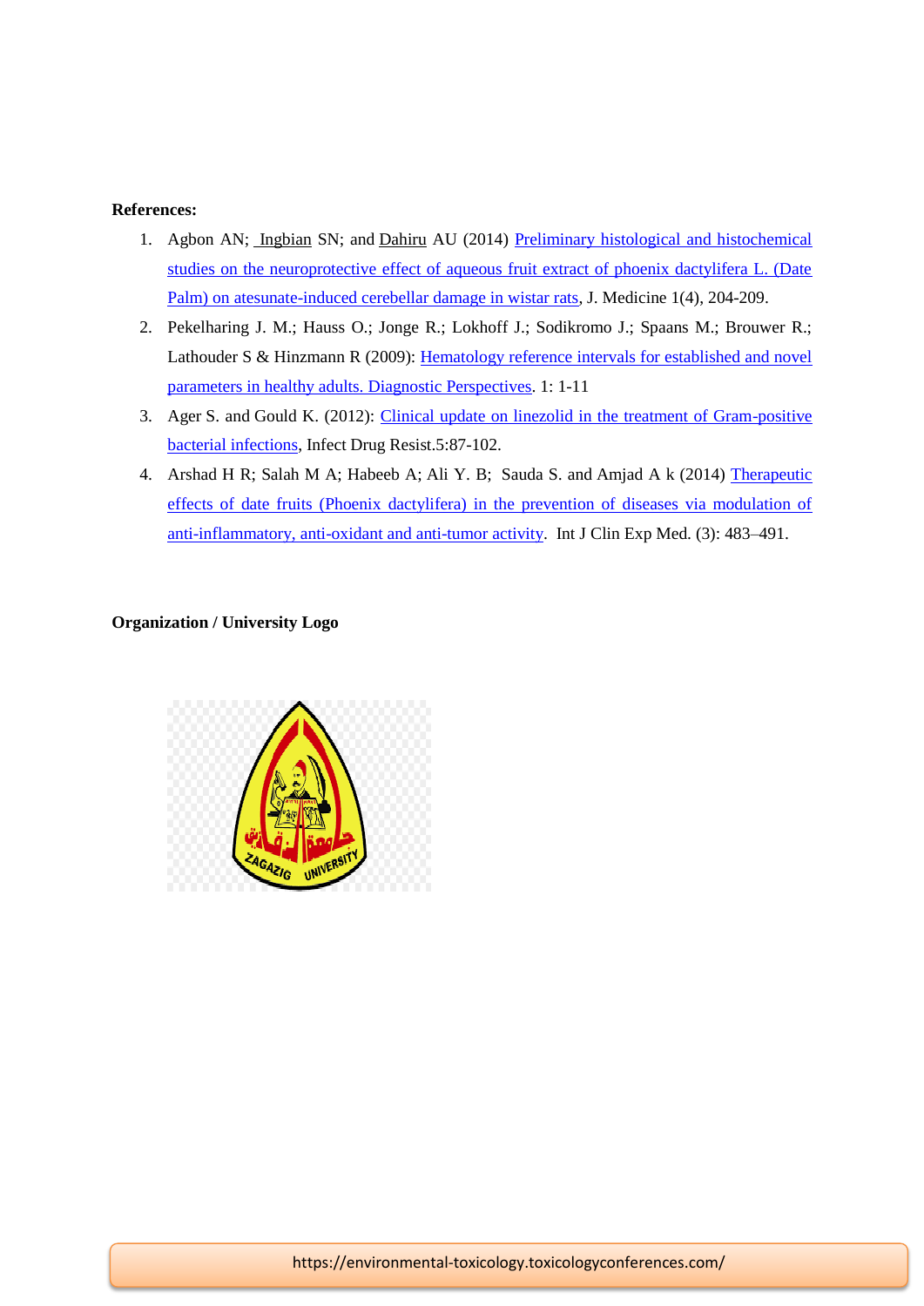**References:**

1. Agbon AN; Ingbian SN; and Dahiru AU (2014) Preliminary histological and histochemical studies on the neuroprotective effect of aqueous fruit extract of phoenix dactylifera L. (Date Palm) on atesunate-induced cerebellar damage in wistar rats, J. Medicine 1(4), 204-209.
2. Pekelharing J. M.; Hauss O.; Jonge R.; Lokhoff J.; Sodikromo J.; Spaans M.; Brouwer R.; Lathouder S & Hinzmann R (2009): Hematology reference intervals for established and novel parameters in healthy adults. Diagnostic Perspectives. 1: 1-11
3. Ager S. and Gould K. (2012): Clinical update on linezolid in the treatment of Gram-positive bacterial infections, Infect Drug Resist.5:87-102.
4. Arshad H R; Salah M A; Habeeb A; Ali Y. B; Sauda S. and Amjad A k (2014) Therapeutic effects of date fruits (Phoenix dactylifera) in the prevention of diseases via modulation of anti-inflammatory, anti-oxidant and anti-tumor activity. Int J Clin Exp Med. (3): 483–491.

**Organization / University Logo**

ZAGAZIG UNIVERSITY

https://environmental-toxicology.toxicologyconferences.com/